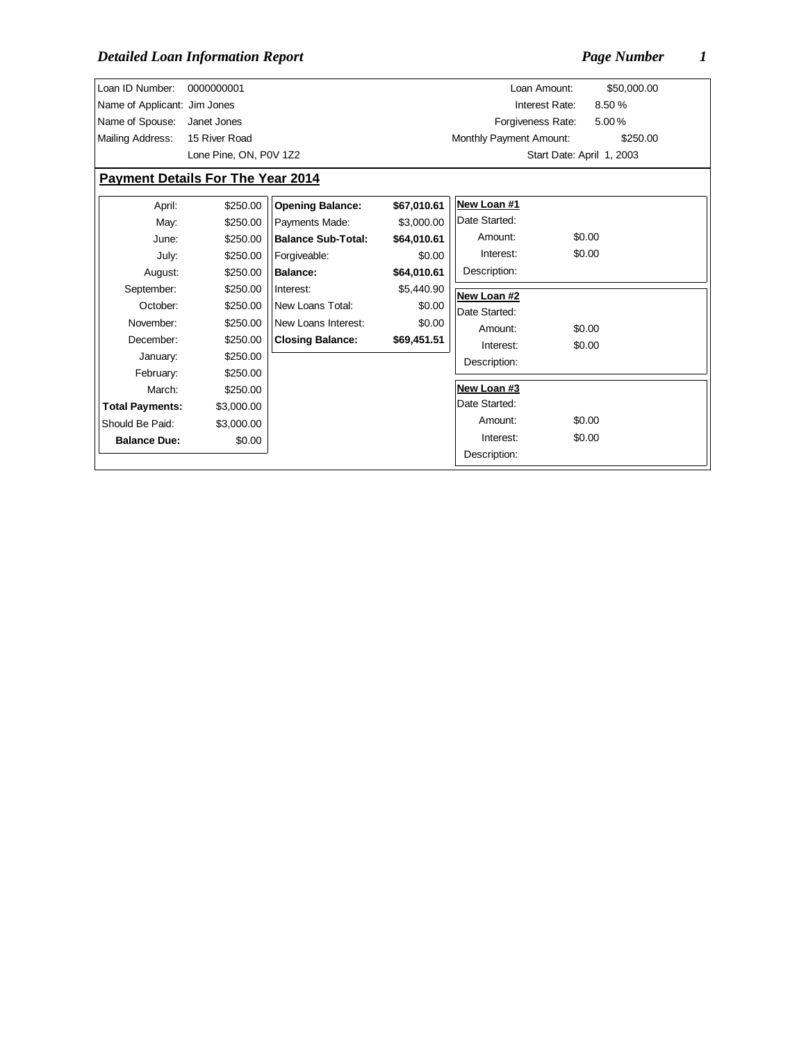# *Detailed Loan Information Report*

| | | | |
|---|---|---|---|
| Loan ID Number: | 0000000001 | Loan Amount: | $50,000.00 |
| Name of Applicant: | Jim Jones | Interest Rate: | 8.50 % |
| Name of Spouse: | Janet Jones | Forgiveness Rate: | 5.00 % |
| Mailing Address: | 15 River Road | Monthly Payment Amount: | $250.00 |
| | Lone Pine, ON, P0V 1Z2 | Start Date: | April 1, 2003 |

## Payment Details For The Year 2014

| Month | Payment |
|---|---|
| April: | $250.00 |
| May: | $250.00 |
| June: | $250.00 |
| July: | $250.00 |
| August: | $250.00 |
| September: | $250.00 |
| October: | $250.00 |
| November: | $250.00 |
| December: | $250.00 |
| January: | $250.00 |
| February: | $250.00 |
| March: | $250.00 |
| **Total Payments:** | $3,000.00 |
| Should Be Paid: | $3,000.00 |
| **Balance Due:** | $0.00 |

| | |
|---|---|
| **Opening Balance:** | **$67,010.61** |
| Payments Made: | $3,000.00 |
| **Balance Sub-Total:** | **$64,010.61** |
| Forgiveable: | $0.00 |
| **Balance:** | **$64,010.61** |
| Interest: | $5,440.90 |
| New Loans Total: | $0.00 |
| New Loans Interest: | $0.00 |
| **Closing Balance:** | **$69,451.51** |

**New Loan #1**

| | |
|---|---|
| Date Started: | |
| Amount: | $0.00 |
| Interest: | $0.00 |
| Description: | |

**New Loan #2**

| | |
|---|---|
| Date Started: | |
| Amount: | $0.00 |
| Interest: | $0.00 |
| Description: | |

**New Loan #3**

| | |
|---|---|
| Date Started: | |
| Amount: | $0.00 |
| Interest: | $0.00 |
| Description: | |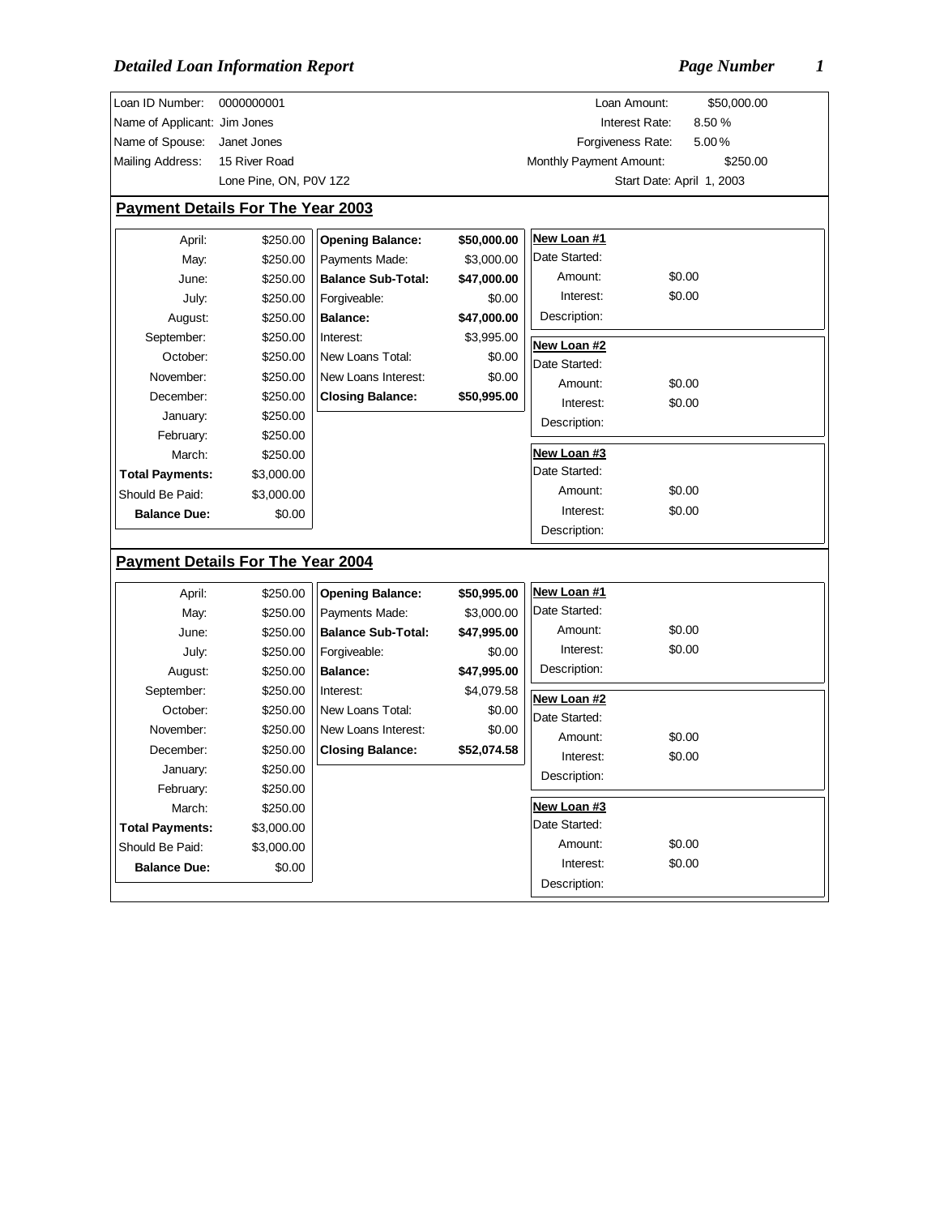## *Detailed Loan Information Report*

| | | | |
|---|---|---|---|
| Loan ID Number: | 0000000001 | Loan Amount: | $50,000.00 |
| Name of Applicant: | Jim Jones | Interest Rate: | 8.50 % |
| Name of Spouse: | Janet Jones | Forgiveness Rate: | 5.00 % |
| Mailing Address: | 15 River Road | Monthly Payment Amount: | $250.00 |
| | Lone Pine, ON, P0V 1Z2 | Start Date: | April 1, 2003 |

### Payment Details For The Year 2003

| Month | Payment |
|---|---|
| April: | $250.00 |
| May: | $250.00 |
| June: | $250.00 |
| July: | $250.00 |
| August: | $250.00 |
| September: | $250.00 |
| October: | $250.00 |
| November: | $250.00 |
| December: | $250.00 |
| January: | $250.00 |
| February: | $250.00 |
| March: | $250.00 |
| **Total Payments:** | $3,000.00 |
| Should Be Paid: | $3,000.00 |
| **Balance Due:** | $0.00 |

| | |
|---|---|
| **Opening Balance:** | **$50,000.00** |
| Payments Made: | $3,000.00 |
| **Balance Sub-Total:** | **$47,000.00** |
| Forgiveable: | $0.00 |
| **Balance:** | **$47,000.00** |
| Interest: | $3,995.00 |
| New Loans Total: | $0.00 |
| New Loans Interest: | $0.00 |
| **Closing Balance:** | **$50,995.00** |

**New Loan #1**
Date Started:
Amount: $0.00
Interest: $0.00
Description:

**New Loan #2**
Date Started:
Amount: $0.00
Interest: $0.00
Description:

**New Loan #3**
Date Started:
Amount: $0.00
Interest: $0.00
Description:

### Payment Details For The Year 2004

| Month | Payment |
|---|---|
| April: | $250.00 |
| May: | $250.00 |
| June: | $250.00 |
| July: | $250.00 |
| August: | $250.00 |
| September: | $250.00 |
| October: | $250.00 |
| November: | $250.00 |
| December: | $250.00 |
| January: | $250.00 |
| February: | $250.00 |
| March: | $250.00 |
| **Total Payments:** | $3,000.00 |
| Should Be Paid: | $3,000.00 |
| **Balance Due:** | $0.00 |

| | |
|---|---|
| **Opening Balance:** | **$50,995.00** |
| Payments Made: | $3,000.00 |
| **Balance Sub-Total:** | **$47,995.00** |
| Forgiveable: | $0.00 |
| **Balance:** | **$47,995.00** |
| Interest: | $4,079.58 |
| New Loans Total: | $0.00 |
| New Loans Interest: | $0.00 |
| **Closing Balance:** | **$52,074.58** |

**New Loan #1**
Date Started:
Amount: $0.00
Interest: $0.00
Description:

**New Loan #2**
Date Started:
Amount: $0.00
Interest: $0.00
Description:

**New Loan #3**
Date Started:
Amount: $0.00
Interest: $0.00
Description: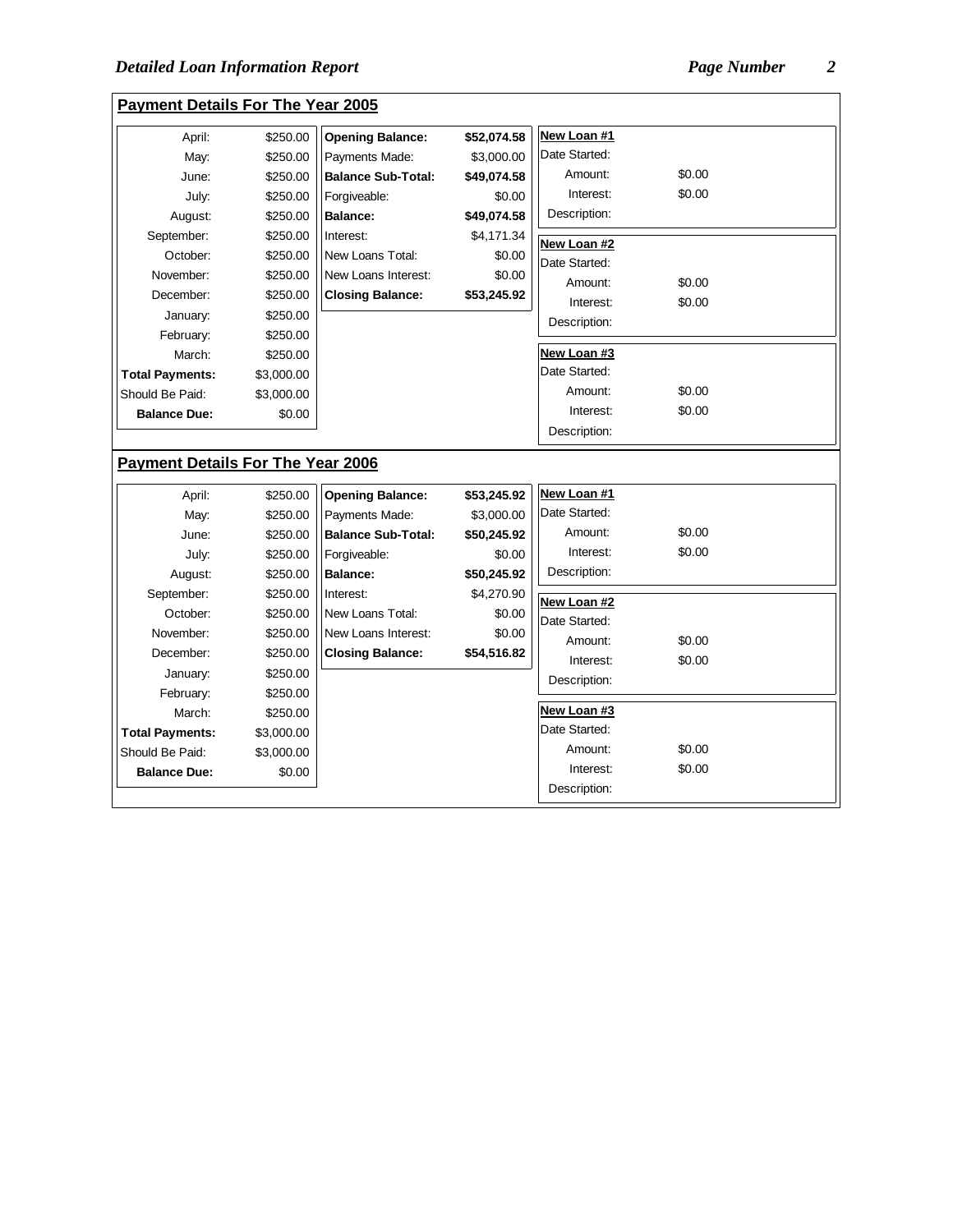## Payment Details For The Year 2005

| Month | Amount |
|---|---|
| April: | $250.00 |
| May: | $250.00 |
| June: | $250.00 |
| July: | $250.00 |
| August: | $250.00 |
| September: | $250.00 |
| October: | $250.00 |
| November: | $250.00 |
| December: | $250.00 |
| January: | $250.00 |
| February: | $250.00 |
| March: | $250.00 |
| **Total Payments:** | $3,000.00 |
| Should Be Paid: | $3,000.00 |
| **Balance Due:** | $0.00 |

| Item | Amount |
|---|---|
| **Opening Balance:** | **$52,074.58** |
| Payments Made: | $3,000.00 |
| **Balance Sub-Total:** | **$49,074.58** |
| Forgiveable: | $0.00 |
| **Balance:** | **$49,074.58** |
| Interest: | $4,171.34 |
| New Loans Total: | $0.00 |
| New Loans Interest: | $0.00 |
| **Closing Balance:** | **$53,245.92** |

| | New Loan #1 | New Loan #2 | New Loan #3 |
|---|---|---|---|
| Date Started: | | | |
| Amount: | $0.00 | $0.00 | $0.00 |
| Interest: | $0.00 | $0.00 | $0.00 |
| Description: | | | |

## Payment Details For The Year 2006

| Month | Amount |
|---|---|
| April: | $250.00 |
| May: | $250.00 |
| June: | $250.00 |
| July: | $250.00 |
| August: | $250.00 |
| September: | $250.00 |
| October: | $250.00 |
| November: | $250.00 |
| December: | $250.00 |
| January: | $250.00 |
| February: | $250.00 |
| March: | $250.00 |
| **Total Payments:** | $3,000.00 |
| Should Be Paid: | $3,000.00 |
| **Balance Due:** | $0.00 |

| Item | Amount |
|---|---|
| **Opening Balance:** | **$53,245.92** |
| Payments Made: | $3,000.00 |
| **Balance Sub-Total:** | **$50,245.92** |
| Forgiveable: | $0.00 |
| **Balance:** | **$50,245.92** |
| Interest: | $4,270.90 |
| New Loans Total: | $0.00 |
| New Loans Interest: | $0.00 |
| **Closing Balance:** | **$54,516.82** |

| | New Loan #1 | New Loan #2 | New Loan #3 |
|---|---|---|---|
| Date Started: | | | |
| Amount: | $0.00 | $0.00 | $0.00 |
| Interest: | $0.00 | $0.00 | $0.00 |
| Description: | | | |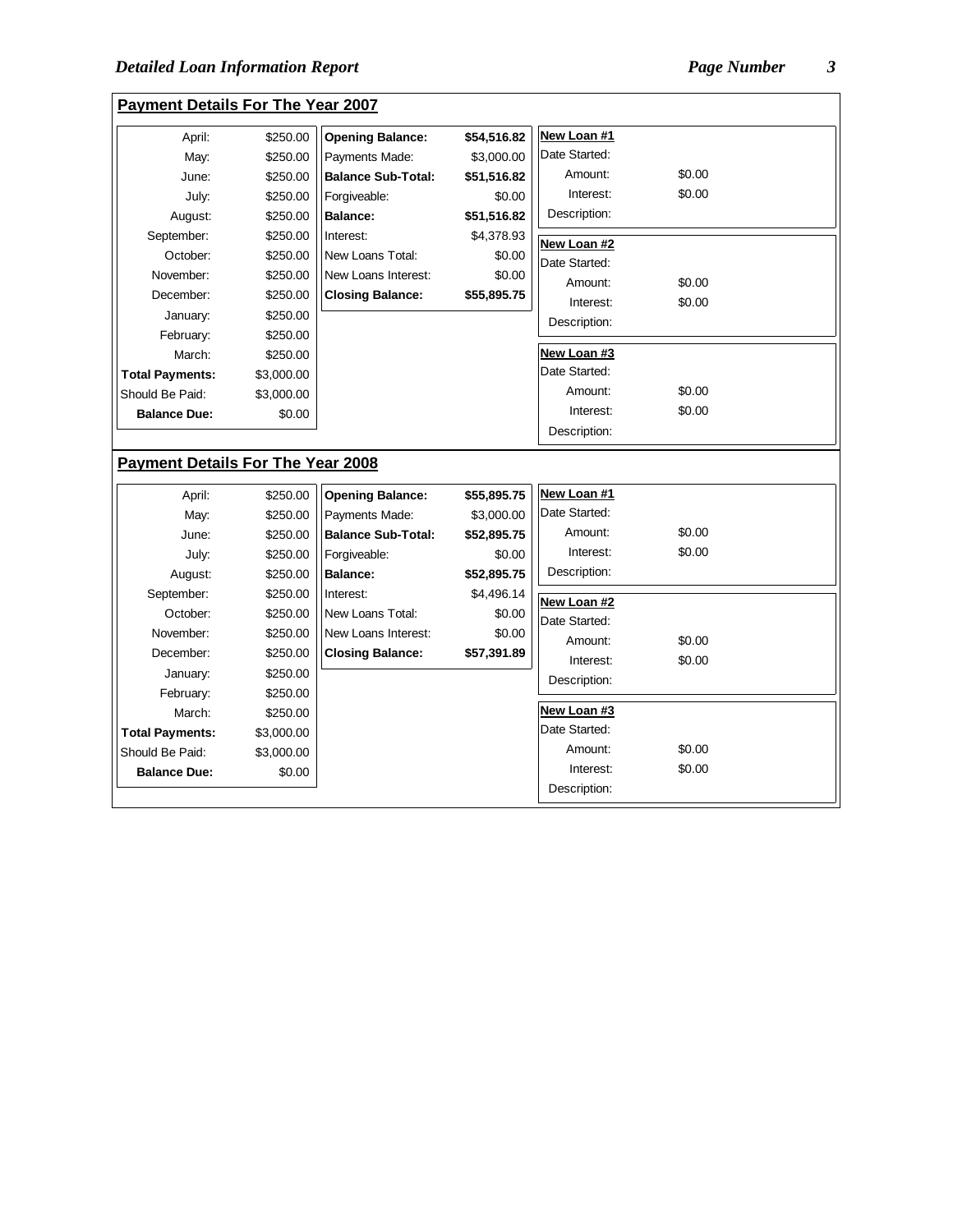## Payment Details For The Year 2007

| Month | Amount |
|---|---|
| April: | $250.00 |
| May: | $250.00 |
| June: | $250.00 |
| July: | $250.00 |
| August: | $250.00 |
| September: | $250.00 |
| October: | $250.00 |
| November: | $250.00 |
| December: | $250.00 |
| January: | $250.00 |
| February: | $250.00 |
| March: | $250.00 |
| **Total Payments:** | $3,000.00 |
| Should Be Paid: | $3,000.00 |
| **Balance Due:** | $0.00 |

| | |
|---|---|
| **Opening Balance:** | **$54,516.82** |
| Payments Made: | $3,000.00 |
| **Balance Sub-Total:** | **$51,516.82** |
| Forgiveable: | $0.00 |
| **Balance:** | **$51,516.82** |
| Interest: | $4,378.93 |
| New Loans Total: | $0.00 |
| New Loans Interest: | $0.00 |
| **Closing Balance:** | **$55,895.75** |

**New Loan #1**

| | |
|---|---|
| Date Started: | |
| Amount: | $0.00 |
| Interest: | $0.00 |
| Description: | |

**New Loan #2**

| | |
|---|---|
| Date Started: | |
| Amount: | $0.00 |
| Interest: | $0.00 |
| Description: | |

**New Loan #3**

| | |
|---|---|
| Date Started: | |
| Amount: | $0.00 |
| Interest: | $0.00 |
| Description: | |

## Payment Details For The Year 2008

| Month | Amount |
|---|---|
| April: | $250.00 |
| May: | $250.00 |
| June: | $250.00 |
| July: | $250.00 |
| August: | $250.00 |
| September: | $250.00 |
| October: | $250.00 |
| November: | $250.00 |
| December: | $250.00 |
| January: | $250.00 |
| February: | $250.00 |
| March: | $250.00 |
| **Total Payments:** | $3,000.00 |
| Should Be Paid: | $3,000.00 |
| **Balance Due:** | $0.00 |

| | |
|---|---|
| **Opening Balance:** | **$55,895.75** |
| Payments Made: | $3,000.00 |
| **Balance Sub-Total:** | **$52,895.75** |
| Forgiveable: | $0.00 |
| **Balance:** | **$52,895.75** |
| Interest: | $4,496.14 |
| New Loans Total: | $0.00 |
| New Loans Interest: | $0.00 |
| **Closing Balance:** | **$57,391.89** |

**New Loan #1**

| | |
|---|---|
| Date Started: | |
| Amount: | $0.00 |
| Interest: | $0.00 |
| Description: | |

**New Loan #2**

| | |
|---|---|
| Date Started: | |
| Amount: | $0.00 |
| Interest: | $0.00 |
| Description: | |

**New Loan #3**

| | |
|---|---|
| Date Started: | |
| Amount: | $0.00 |
| Interest: | $0.00 |
| Description: | |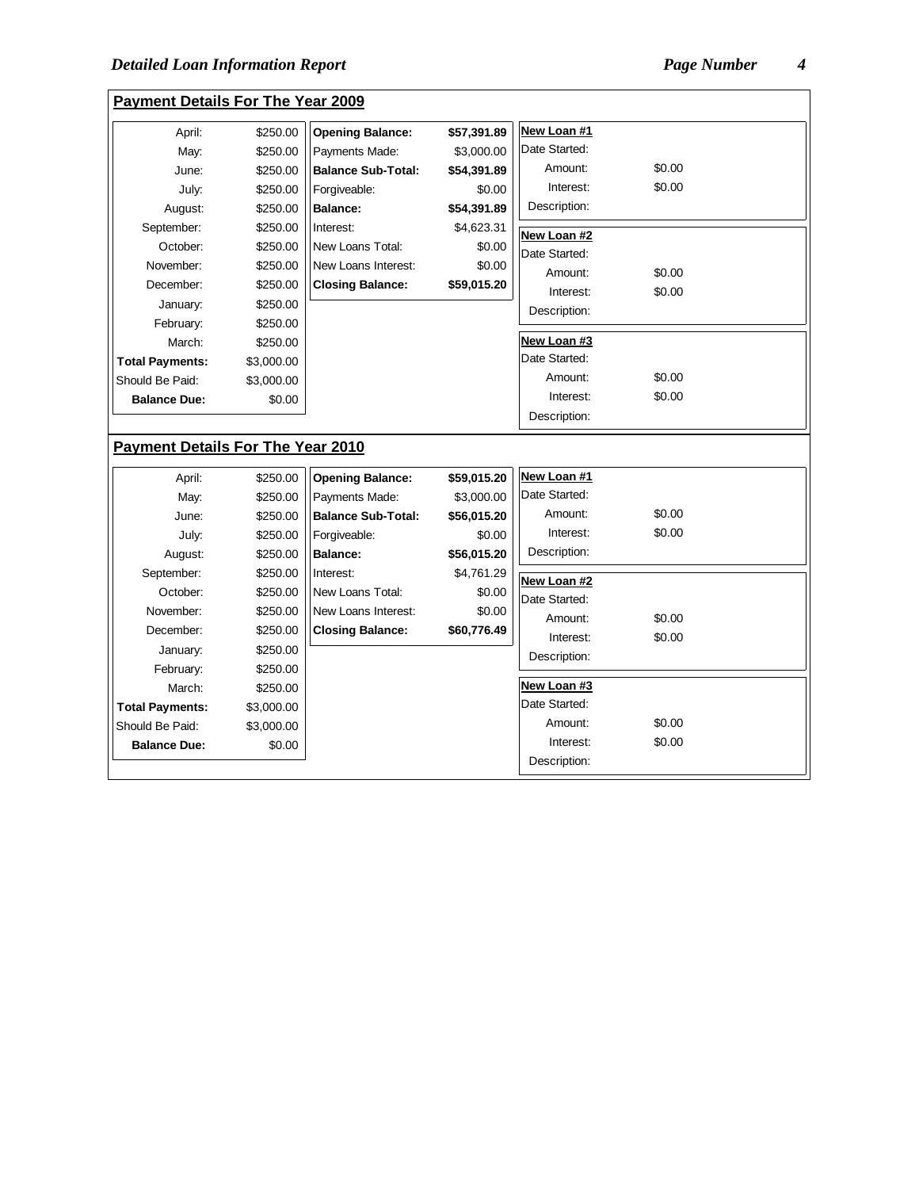## Payment Details For The Year 2009

| Month | Amount |
|---|---|
| April: | $250.00 |
| May: | $250.00 |
| June: | $250.00 |
| July: | $250.00 |
| August: | $250.00 |
| September: | $250.00 |
| October: | $250.00 |
| November: | $250.00 |
| December: | $250.00 |
| January: | $250.00 |
| February: | $250.00 |
| March: | $250.00 |
| **Total Payments:** | $3,000.00 |
| Should Be Paid: | $3,000.00 |
| **Balance Due:** | $0.00 |

| Item | Amount |
|---|---|
| **Opening Balance:** | **$57,391.89** |
| Payments Made: | $3,000.00 |
| **Balance Sub-Total:** | **$54,391.89** |
| Forgiveable: | $0.00 |
| **Balance:** | **$54,391.89** |
| Interest: | $4,623.31 |
| New Loans Total: | $0.00 |
| New Loans Interest: | $0.00 |
| **Closing Balance:** | **$59,015.20** |

**New Loan #1**

| | |
|---|---|
| Date Started: | |
| Amount: | $0.00 |
| Interest: | $0.00 |
| Description: | |

**New Loan #2**

| | |
|---|---|
| Date Started: | |
| Amount: | $0.00 |
| Interest: | $0.00 |
| Description: | |

**New Loan #3**

| | |
|---|---|
| Date Started: | |
| Amount: | $0.00 |
| Interest: | $0.00 |
| Description: | |

## Payment Details For The Year 2010

| Month | Amount |
|---|---|
| April: | $250.00 |
| May: | $250.00 |
| June: | $250.00 |
| July: | $250.00 |
| August: | $250.00 |
| September: | $250.00 |
| October: | $250.00 |
| November: | $250.00 |
| December: | $250.00 |
| January: | $250.00 |
| February: | $250.00 |
| March: | $250.00 |
| **Total Payments:** | $3,000.00 |
| Should Be Paid: | $3,000.00 |
| **Balance Due:** | $0.00 |

| Item | Amount |
|---|---|
| **Opening Balance:** | **$59,015.20** |
| Payments Made: | $3,000.00 |
| **Balance Sub-Total:** | **$56,015.20** |
| Forgiveable: | $0.00 |
| **Balance:** | **$56,015.20** |
| Interest: | $4,761.29 |
| New Loans Total: | $0.00 |
| New Loans Interest: | $0.00 |
| **Closing Balance:** | **$60,776.49** |

**New Loan #1**

| | |
|---|---|
| Date Started: | |
| Amount: | $0.00 |
| Interest: | $0.00 |
| Description: | |

**New Loan #2**

| | |
|---|---|
| Date Started: | |
| Amount: | $0.00 |
| Interest: | $0.00 |
| Description: | |

**New Loan #3**

| | |
|---|---|
| Date Started: | |
| Amount: | $0.00 |
| Interest: | $0.00 |
| Description: | |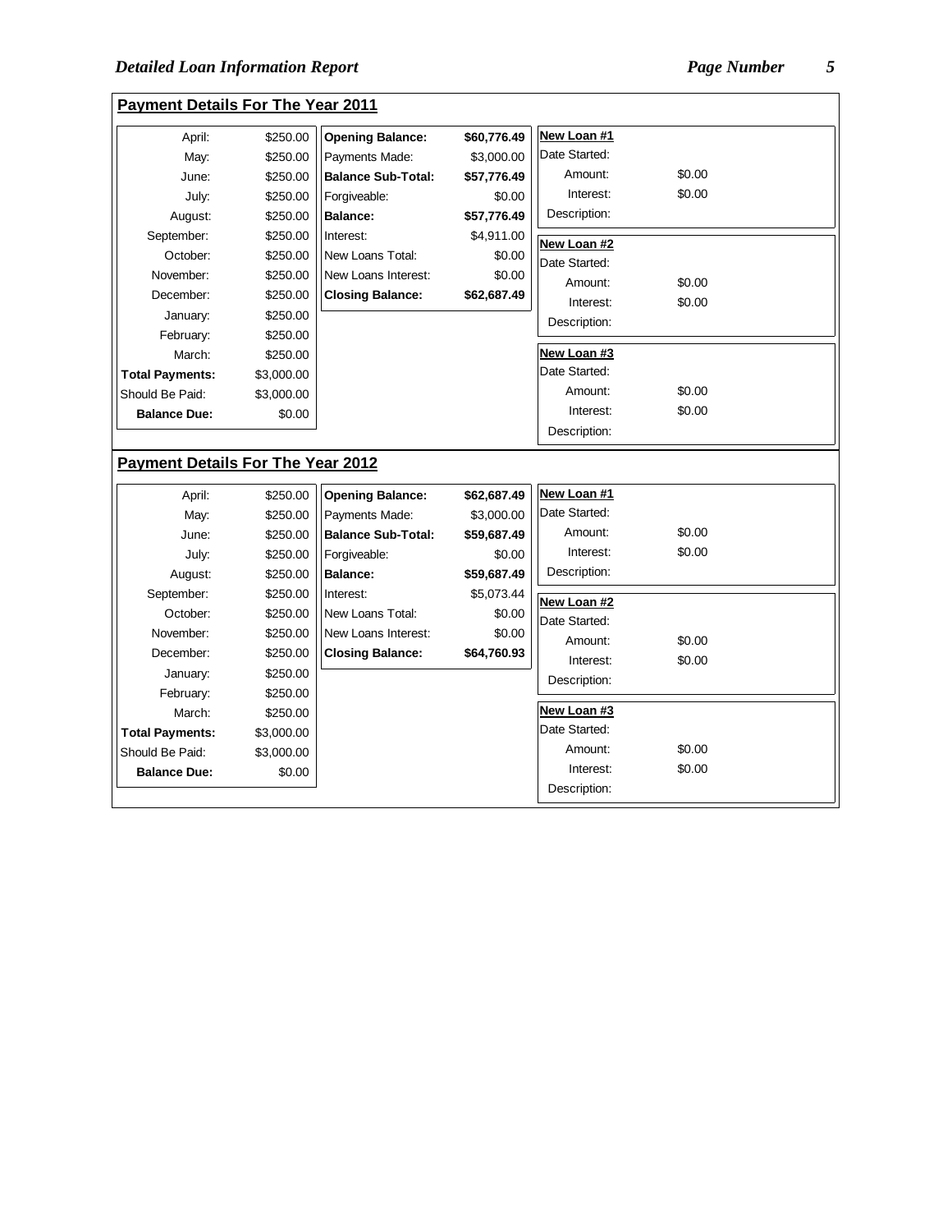## Payment Details For The Year 2011

| Month | Amount |
|---|---|
| April: | $250.00 |
| May: | $250.00 |
| June: | $250.00 |
| July: | $250.00 |
| August: | $250.00 |
| September: | $250.00 |
| October: | $250.00 |
| November: | $250.00 |
| December: | $250.00 |
| January: | $250.00 |
| February: | $250.00 |
| March: | $250.00 |
| **Total Payments:** | $3,000.00 |
| Should Be Paid: | $3,000.00 |
| **Balance Due:** | $0.00 |

| Item | Amount |
|---|---|
| **Opening Balance:** | **$60,776.49** |
| Payments Made: | $3,000.00 |
| **Balance Sub-Total:** | **$57,776.49** |
| Forgiveable: | $0.00 |
| **Balance:** | **$57,776.49** |
| Interest: | $4,911.00 |
| New Loans Total: | $0.00 |
| New Loans Interest: | $0.00 |
| **Closing Balance:** | **$62,687.49** |

**New Loan #1**
Date Started:
Amount: $0.00
Interest: $0.00
Description:

**New Loan #2**
Date Started:
Amount: $0.00
Interest: $0.00
Description:

**New Loan #3**
Date Started:
Amount: $0.00
Interest: $0.00
Description:

## Payment Details For The Year 2012

| Month | Amount |
|---|---|
| April: | $250.00 |
| May: | $250.00 |
| June: | $250.00 |
| July: | $250.00 |
| August: | $250.00 |
| September: | $250.00 |
| October: | $250.00 |
| November: | $250.00 |
| December: | $250.00 |
| January: | $250.00 |
| February: | $250.00 |
| March: | $250.00 |
| **Total Payments:** | $3,000.00 |
| Should Be Paid: | $3,000.00 |
| **Balance Due:** | $0.00 |

| Item | Amount |
|---|---|
| **Opening Balance:** | **$62,687.49** |
| Payments Made: | $3,000.00 |
| **Balance Sub-Total:** | **$59,687.49** |
| Forgiveable: | $0.00 |
| **Balance:** | **$59,687.49** |
| Interest: | $5,073.44 |
| New Loans Total: | $0.00 |
| New Loans Interest: | $0.00 |
| **Closing Balance:** | **$64,760.93** |

**New Loan #1**
Date Started:
Amount: $0.00
Interest: $0.00
Description:

**New Loan #2**
Date Started:
Amount: $0.00
Interest: $0.00
Description:

**New Loan #3**
Date Started:
Amount: $0.00
Interest: $0.00
Description: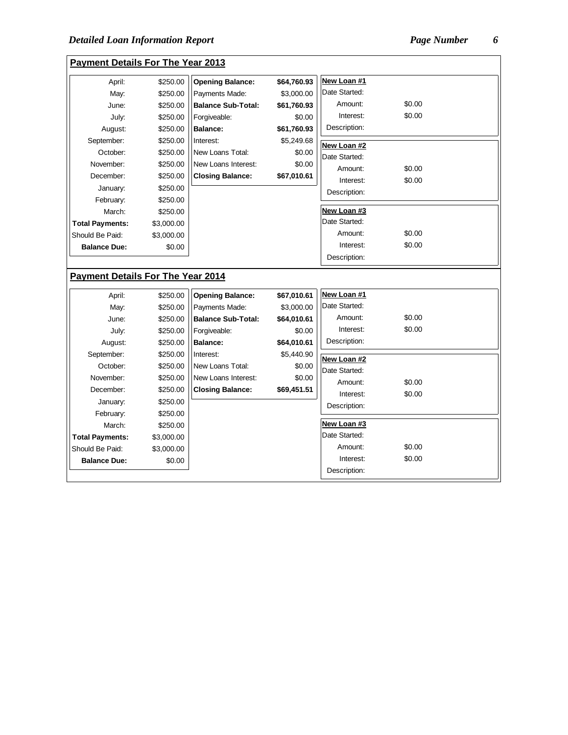## Payment Details For The Year 2013

| Month | Amount |
|---|---|
| April: | $250.00 |
| May: | $250.00 |
| June: | $250.00 |
| July: | $250.00 |
| August: | $250.00 |
| September: | $250.00 |
| October: | $250.00 |
| November: | $250.00 |
| December: | $250.00 |
| January: | $250.00 |
| February: | $250.00 |
| March: | $250.00 |
| **Total Payments:** | $3,000.00 |
| Should Be Paid: | $3,000.00 |
| **Balance Due:** | $0.00 |

| Item | Amount |
|---|---|
| **Opening Balance:** | **$64,760.93** |
| Payments Made: | $3,000.00 |
| **Balance Sub-Total:** | **$61,760.93** |
| Forgiveable: | $0.00 |
| **Balance:** | **$61,760.93** |
| Interest: | $5,249.68 |
| New Loans Total: | $0.00 |
| New Loans Interest: | $0.00 |
| **Closing Balance:** | **$67,010.61** |

**New Loan #1**
Date Started:
Amount: $0.00
Interest: $0.00
Description:

**New Loan #2**
Date Started:
Amount: $0.00
Interest: $0.00
Description:

**New Loan #3**
Date Started:
Amount: $0.00
Interest: $0.00
Description:

## Payment Details For The Year 2014

| Month | Amount |
|---|---|
| April: | $250.00 |
| May: | $250.00 |
| June: | $250.00 |
| July: | $250.00 |
| August: | $250.00 |
| September: | $250.00 |
| October: | $250.00 |
| November: | $250.00 |
| December: | $250.00 |
| January: | $250.00 |
| February: | $250.00 |
| March: | $250.00 |
| **Total Payments:** | $3,000.00 |
| Should Be Paid: | $3,000.00 |
| **Balance Due:** | $0.00 |

| Item | Amount |
|---|---|
| **Opening Balance:** | **$67,010.61** |
| Payments Made: | $3,000.00 |
| **Balance Sub-Total:** | **$64,010.61** |
| Forgiveable: | $0.00 |
| **Balance:** | **$64,010.61** |
| Interest: | $5,440.90 |
| New Loans Total: | $0.00 |
| New Loans Interest: | $0.00 |
| **Closing Balance:** | **$69,451.51** |

**New Loan #1**
Date Started:
Amount: $0.00
Interest: $0.00
Description:

**New Loan #2**
Date Started:
Amount: $0.00
Interest: $0.00
Description:

**New Loan #3**
Date Started:
Amount: $0.00
Interest: $0.00
Description: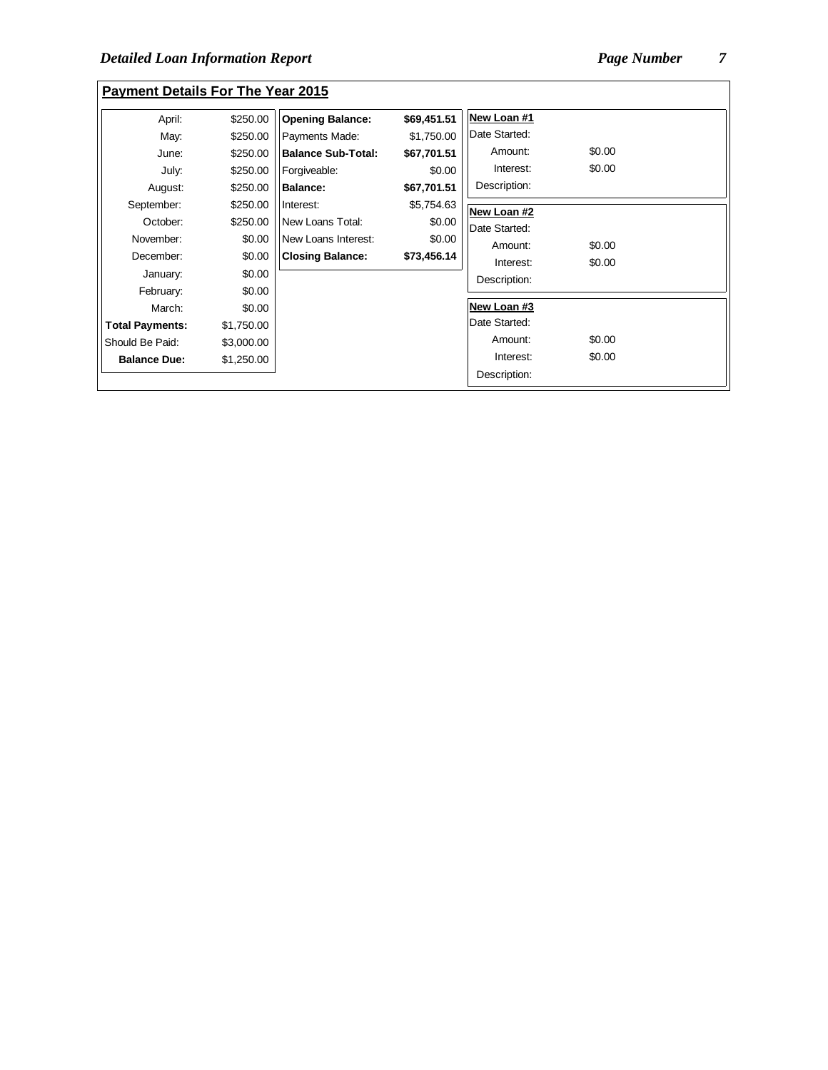## Payment Details For The Year 2015

| Month | Amount |
| --- | --- |
| April: | $250.00 |
| May: | $250.00 |
| June: | $250.00 |
| July: | $250.00 |
| August: | $250.00 |
| September: | $250.00 |
| October: | $250.00 |
| November: | $0.00 |
| December: | $0.00 |
| January: | $0.00 |
| February: | $0.00 |
| March: | $0.00 |
| **Total Payments:** | $1,750.00 |
| Should Be Paid: | $3,000.00 |
| **Balance Due:** | $1,250.00 |

| Item | Amount |
| --- | --- |
| **Opening Balance:** | **$69,451.51** |
| Payments Made: | $1,750.00 |
| **Balance Sub-Total:** | **$67,701.51** |
| Forgiveable: | $0.00 |
| **Balance:** | **$67,701.51** |
| Interest: | $5,754.63 |
| New Loans Total: | $0.00 |
| New Loans Interest: | $0.00 |
| **Closing Balance:** | **$73,456.14** |

**New Loan #1**

| | |
| --- | --- |
| Date Started: | |
| Amount: | $0.00 |
| Interest: | $0.00 |
| Description: | |

**New Loan #2**

| | |
| --- | --- |
| Date Started: | |
| Amount: | $0.00 |
| Interest: | $0.00 |
| Description: | |

**New Loan #3**

| | |
| --- | --- |
| Date Started: | |
| Amount: | $0.00 |
| Interest: | $0.00 |
| Description: | |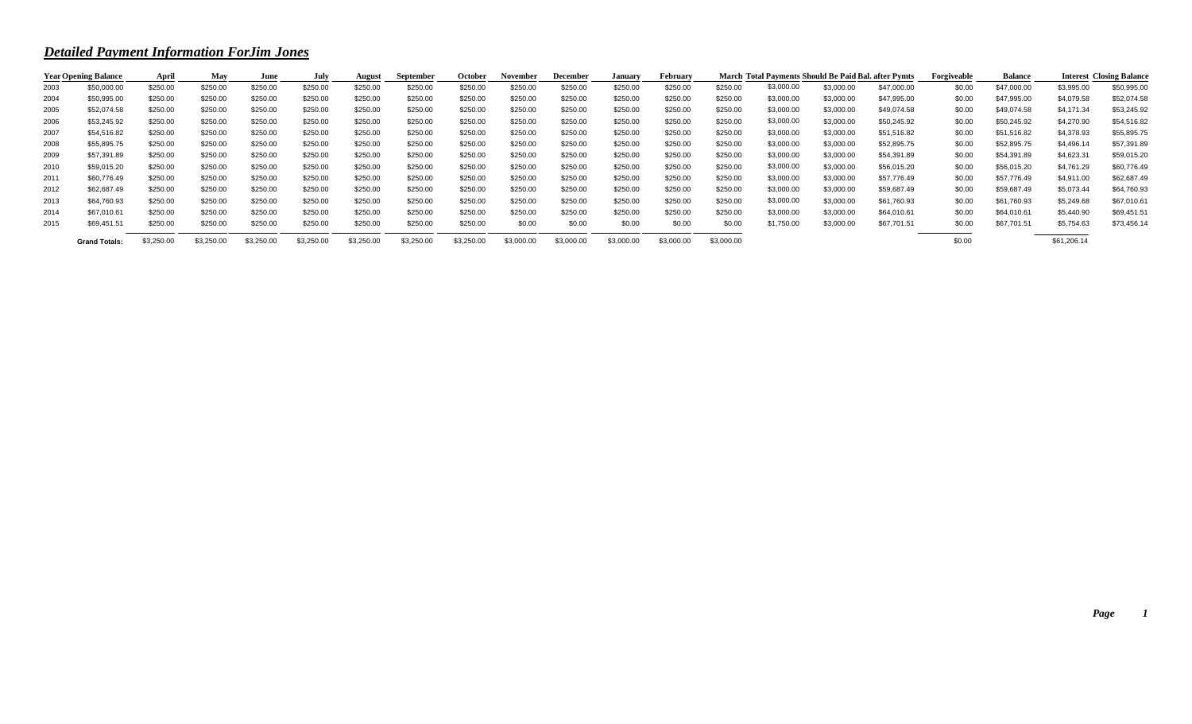## ***Detailed Payment Information ForJim Jones***

| Year | Opening Balance | April | May | June | July | August | September | October | November | December | January | February | March | Total Payments | Should Be Paid | Bal. after Pymts | Forgiveable | Balance | Interest | Closing Balance |
|---|---|---|---|---|---|---|---|---|---|---|---|---|---|---|---|---|---|---|---|---|
| 2003 | $50,000.00 | $250.00 | $250.00 | $250.00 | $250.00 | $250.00 | $250.00 | $250.00 | $250.00 | $250.00 | $250.00 | $250.00 | $250.00 | $3,000.00 | $3,000.00 | $47,000.00 | $0.00 | $47,000.00 | $3,995.00 | $50,995.00 |
| 2004 | $50,995.00 | $250.00 | $250.00 | $250.00 | $250.00 | $250.00 | $250.00 | $250.00 | $250.00 | $250.00 | $250.00 | $250.00 | $250.00 | $3,000.00 | $3,000.00 | $47,995.00 | $0.00 | $47,995.00 | $4,079.58 | $52,074.58 |
| 2005 | $52,074.58 | $250.00 | $250.00 | $250.00 | $250.00 | $250.00 | $250.00 | $250.00 | $250.00 | $250.00 | $250.00 | $250.00 | $250.00 | $3,000.00 | $3,000.00 | $49,074.58 | $0.00 | $49,074.58 | $4,171.34 | $53,245.92 |
| 2006 | $53,245.92 | $250.00 | $250.00 | $250.00 | $250.00 | $250.00 | $250.00 | $250.00 | $250.00 | $250.00 | $250.00 | $250.00 | $250.00 | $3,000.00 | $3,000.00 | $50,245.92 | $0.00 | $50,245.92 | $4,270.90 | $54,516.82 |
| 2007 | $54,516.82 | $250.00 | $250.00 | $250.00 | $250.00 | $250.00 | $250.00 | $250.00 | $250.00 | $250.00 | $250.00 | $250.00 | $250.00 | $3,000.00 | $3,000.00 | $51,516.82 | $0.00 | $51,516.82 | $4,378.93 | $55,895.75 |
| 2008 | $55,895.75 | $250.00 | $250.00 | $250.00 | $250.00 | $250.00 | $250.00 | $250.00 | $250.00 | $250.00 | $250.00 | $250.00 | $250.00 | $3,000.00 | $3,000.00 | $52,895.75 | $0.00 | $52,895.75 | $4,496.14 | $57,391.89 |
| 2009 | $57,391.89 | $250.00 | $250.00 | $250.00 | $250.00 | $250.00 | $250.00 | $250.00 | $250.00 | $250.00 | $250.00 | $250.00 | $250.00 | $3,000.00 | $3,000.00 | $54,391.89 | $0.00 | $54,391.89 | $4,623.31 | $59,015.20 |
| 2010 | $59,015.20 | $250.00 | $250.00 | $250.00 | $250.00 | $250.00 | $250.00 | $250.00 | $250.00 | $250.00 | $250.00 | $250.00 | $250.00 | $3,000.00 | $3,000.00 | $56,015.20 | $0.00 | $56,015.20 | $4,761.29 | $60,776.49 |
| 2011 | $60,776.49 | $250.00 | $250.00 | $250.00 | $250.00 | $250.00 | $250.00 | $250.00 | $250.00 | $250.00 | $250.00 | $250.00 | $250.00 | $3,000.00 | $3,000.00 | $57,776.49 | $0.00 | $57,776.49 | $4,911.00 | $62,687.49 |
| 2012 | $62,687.49 | $250.00 | $250.00 | $250.00 | $250.00 | $250.00 | $250.00 | $250.00 | $250.00 | $250.00 | $250.00 | $250.00 | $250.00 | $3,000.00 | $3,000.00 | $59,687.49 | $0.00 | $59,687.49 | $5,073.44 | $64,760.93 |
| 2013 | $64,760.93 | $250.00 | $250.00 | $250.00 | $250.00 | $250.00 | $250.00 | $250.00 | $250.00 | $250.00 | $250.00 | $250.00 | $250.00 | $3,000.00 | $3,000.00 | $61,760.93 | $0.00 | $61,760.93 | $5,249.68 | $67,010.61 |
| 2014 | $67,010.61 | $250.00 | $250.00 | $250.00 | $250.00 | $250.00 | $250.00 | $250.00 | $250.00 | $250.00 | $250.00 | $250.00 | $250.00 | $3,000.00 | $3,000.00 | $64,010.61 | $0.00 | $64,010.61 | $5,440.90 | $69,451.51 |
| 2015 | $69,451.51 | $250.00 | $250.00 | $250.00 | $250.00 | $250.00 | $250.00 | $250.00 | $0.00 | $0.00 | $0.00 | $0.00 | $0.00 | $1,750.00 | $3,000.00 | $67,701.51 | $0.00 | $67,701.51 | $5,754.63 | $73,456.14 |
| | **Grand Totals:** | $3,250.00 | $3,250.00 | $3,250.00 | $3,250.00 | $3,250.00 | $3,250.00 | $3,250.00 | $3,000.00 | $3,000.00 | $3,000.00 | $3,000.00 | $3,000.00 | | | | $0.00 | | $61,206.14 | |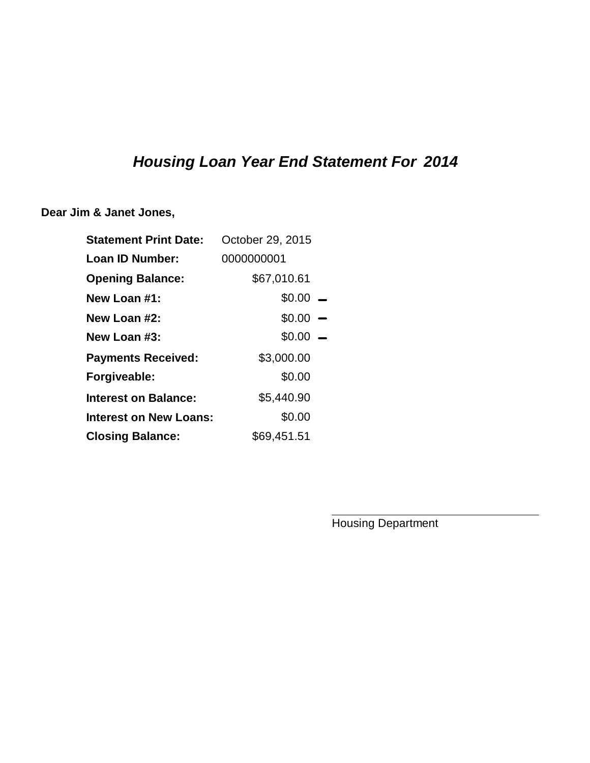# ***Housing Loan Year End Statement For 2014***

**Dear Jim & Janet Jones,**

| | |
|---|---|
| **Statement Print Date:** | October 29, 2015 |
| **Loan ID Number:** | 0000000001 |
| **Opening Balance:** | $67,010.61 |
| **New Loan #1:** | $0.00 |
| **New Loan #2:** | $0.00 |
| **New Loan #3:** | $0.00 |
| **Payments Received:** | $3,000.00 |
| **Forgiveable:** | $0.00 |
| **Interest on Balance:** | $5,440.90 |
| **Interest on New Loans:** | $0.00 |
| **Closing Balance:** | $69,451.51 |

Housing Department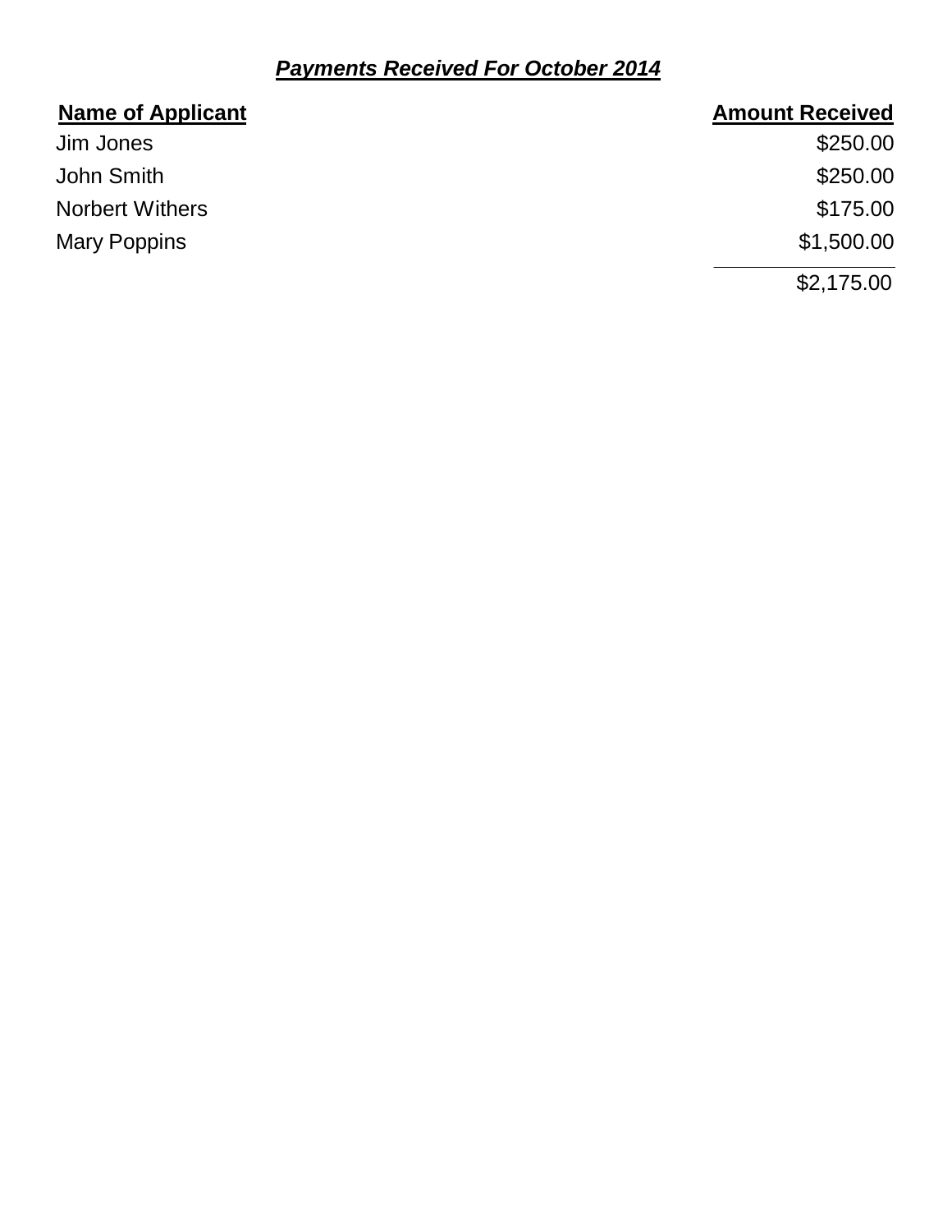***Payments Received For October 2014***

| Name of Applicant | Amount Received |
| --- | ---: |
| Jim Jones | $250.00 |
| John Smith | $250.00 |
| Norbert Withers | $175.00 |
| Mary Poppins | $1,500.00 |
| | $2,175.00 |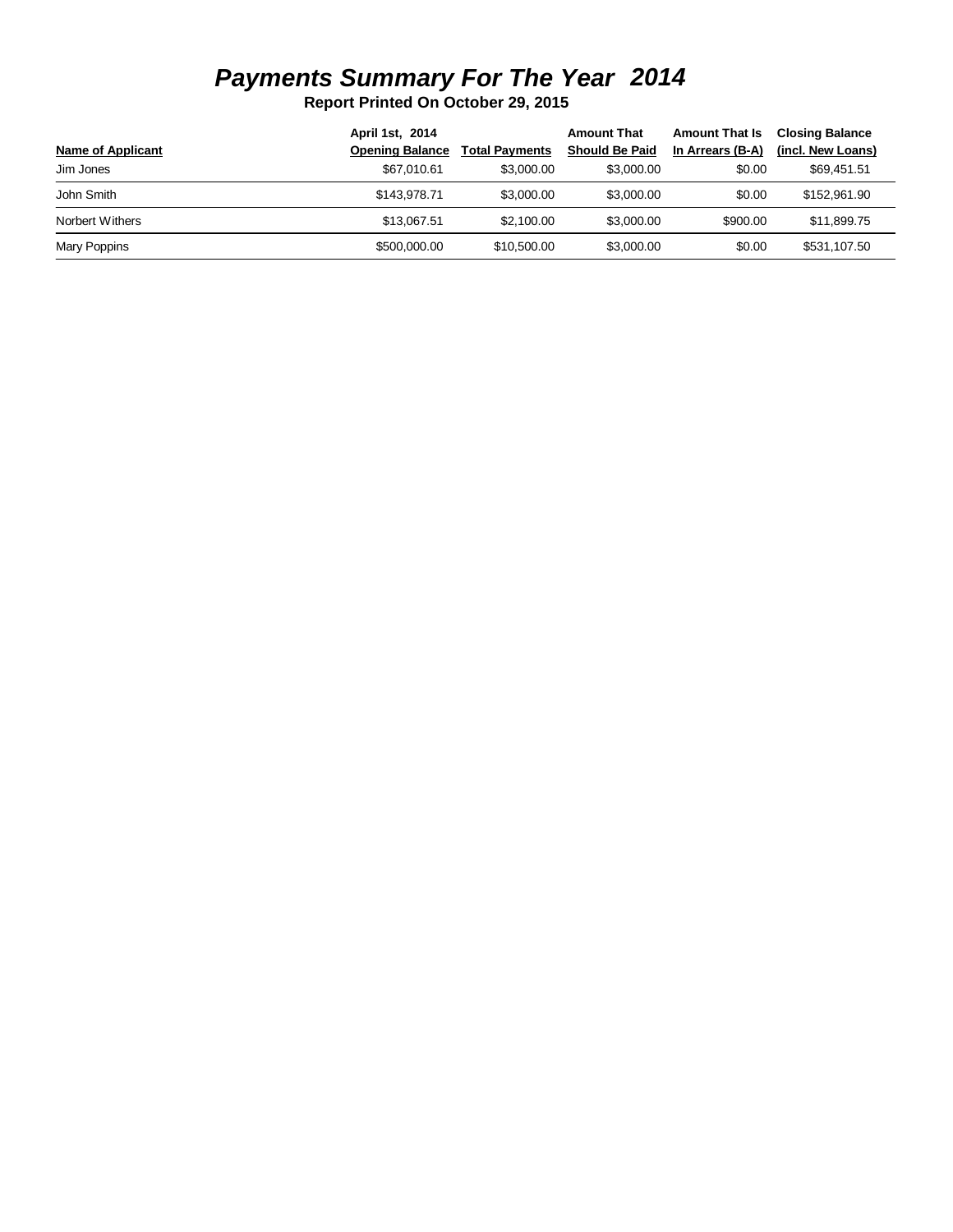# *Payments Summary For The Year 2014*

**Report Printed On October 29, 2015**

| Name of Applicant | April 1st, 2014 Opening Balance | Total Payments | Amount That Should Be Paid | Amount That Is In Arrears (B-A) | Closing Balance (incl. New Loans) |
|---|---|---|---|---|---|
| Jim Jones | $67,010.61 | $3,000.00 | $3,000.00 | $0.00 | $69,451.51 |
| John Smith | $143,978.71 | $3,000.00 | $3,000.00 | $0.00 | $152,961.90 |
| Norbert Withers | $13,067.51 | $2,100.00 | $3,000.00 | $900.00 | $11,899.75 |
| Mary Poppins | $500,000.00 | $10,500.00 | $3,000.00 | $0.00 | $531,107.50 |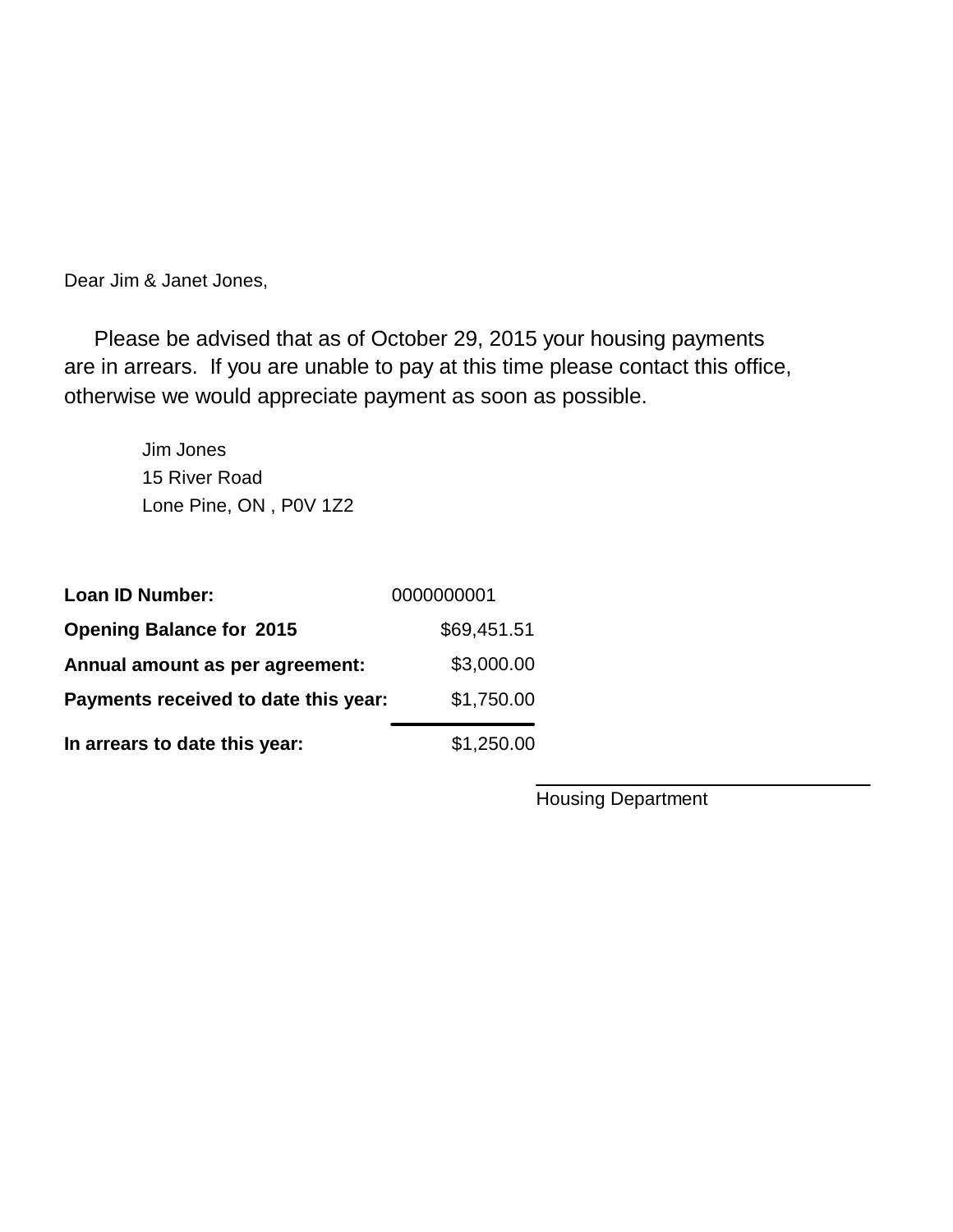Dear Jim & Janet Jones,

Please be advised that as of October 29, 2015 your housing payments are in arrears. If you are unable to pay at this time please contact this office, otherwise we would appreciate payment as soon as possible.

Jim Jones  
15 River Road  
Lone Pine, ON , P0V 1Z2

| | |
|---|---|
| **Loan ID Number:** | 0000000001 |
| **Opening Balance for 2015** | $69,451.51 |
| **Annual amount as per agreement:** | $3,000.00 |
| **Payments received to date this year:** | $1,750.00 |
| **In arrears to date this year:** | $1,250.00 |

Housing Department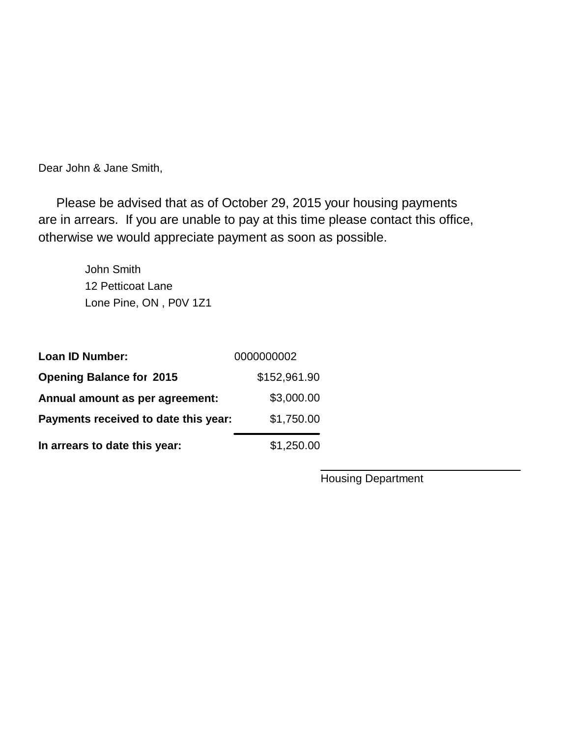Dear John & Jane Smith,

Please be advised that as of October 29, 2015 your housing payments are in arrears. If you are unable to pay at this time please contact this office, otherwise we would appreciate payment as soon as possible.

John Smith
12 Petticoat Lane
Lone Pine, ON , P0V 1Z1

| | |
|---|---|
| **Loan ID Number:** | 0000000002 |
| **Opening Balance for 2015** | $152,961.90 |
| **Annual amount as per agreement:** | $3,000.00 |
| **Payments received to date this year:** | $1,750.00 |
| **In arrears to date this year:** | $1,250.00 |

Housing Department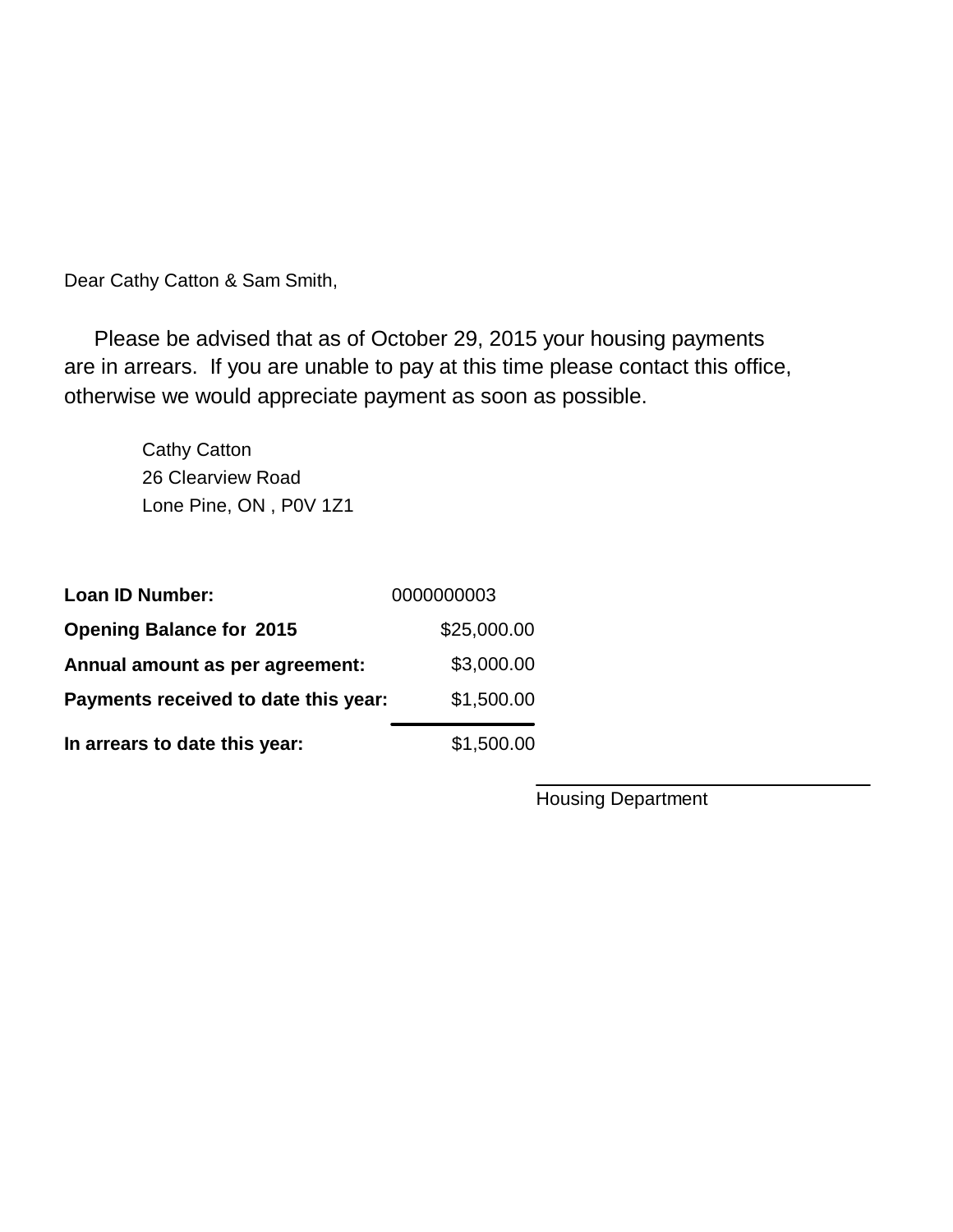Dear Cathy Catton & Sam Smith,

Please be advised that as of October 29, 2015 your housing payments are in arrears. If you are unable to pay at this time please contact this office, otherwise we would appreciate payment as soon as possible.

Cathy Catton
26 Clearview Road
Lone Pine, ON , P0V 1Z1

| | |
|---|---|
| **Loan ID Number:** | 0000000003 |
| **Opening Balance for 2015** | $25,000.00 |
| **Annual amount as per agreement:** | $3,000.00 |
| **Payments received to date this year:** | $1,500.00 |
| **In arrears to date this year:** | $1,500.00 |

Housing Department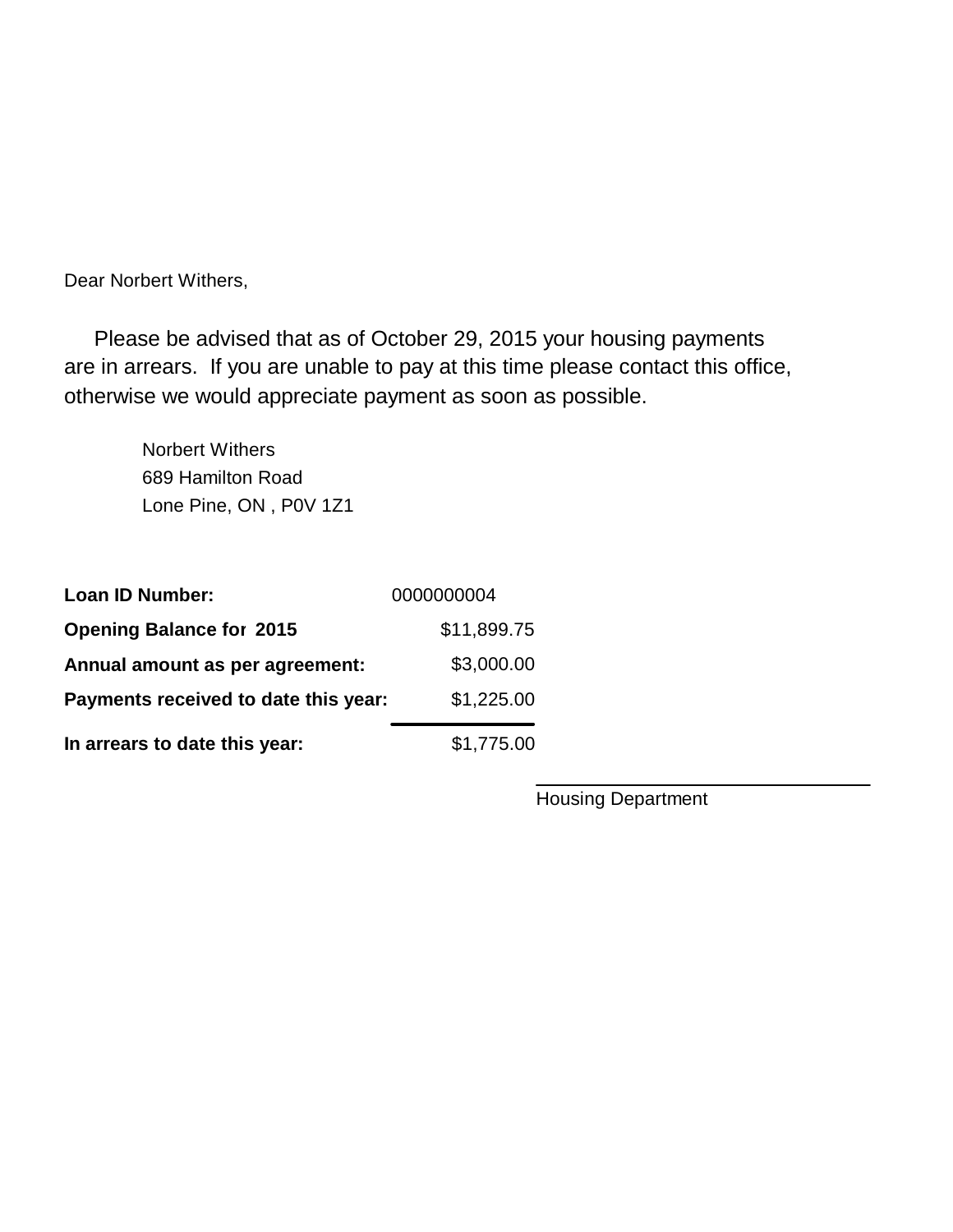Dear Norbert Withers,

Please be advised that as of October 29, 2015 your housing payments are in arrears. If you are unable to pay at this time please contact this office, otherwise we would appreciate payment as soon as possible.

Norbert Withers
689 Hamilton Road
Lone Pine, ON , P0V 1Z1

| | |
|---|---|
| **Loan ID Number:** | 0000000004 |
| **Opening Balance for 2015** | $11,899.75 |
| **Annual amount as per agreement:** | $3,000.00 |
| **Payments received to date this year:** | $1,225.00 |
| **In arrears to date this year:** | $1,775.00 |

Housing Department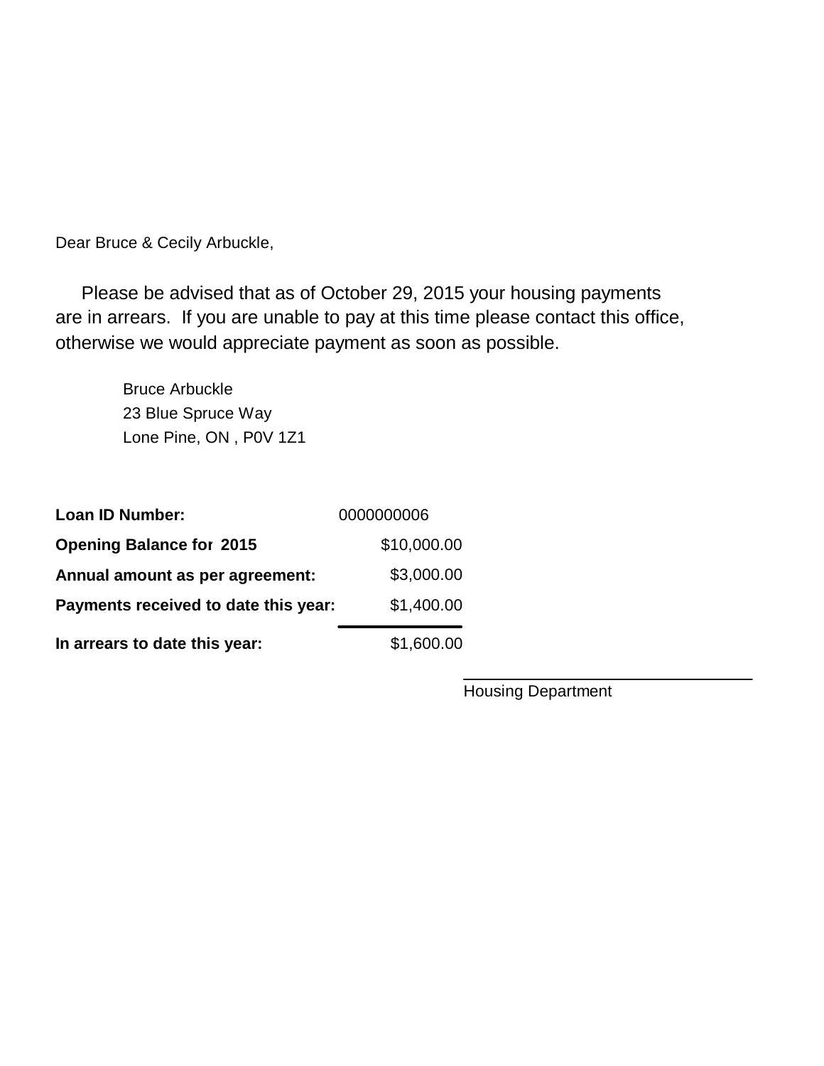Dear Bruce & Cecily Arbuckle,

Please be advised that as of October 29, 2015 your housing payments are in arrears. If you are unable to pay at this time please contact this office, otherwise we would appreciate payment as soon as possible.

Bruce Arbuckle
23 Blue Spruce Way
Lone Pine, ON , P0V 1Z1

| | |
|---|---|
| **Loan ID Number:** | 0000000006 |
| **Opening Balance for 2015** | $10,000.00 |
| **Annual amount as per agreement:** | $3,000.00 |
| **Payments received to date this year:** | $1,400.00 |
| **In arrears to date this year:** | $1,600.00 |

Housing Department